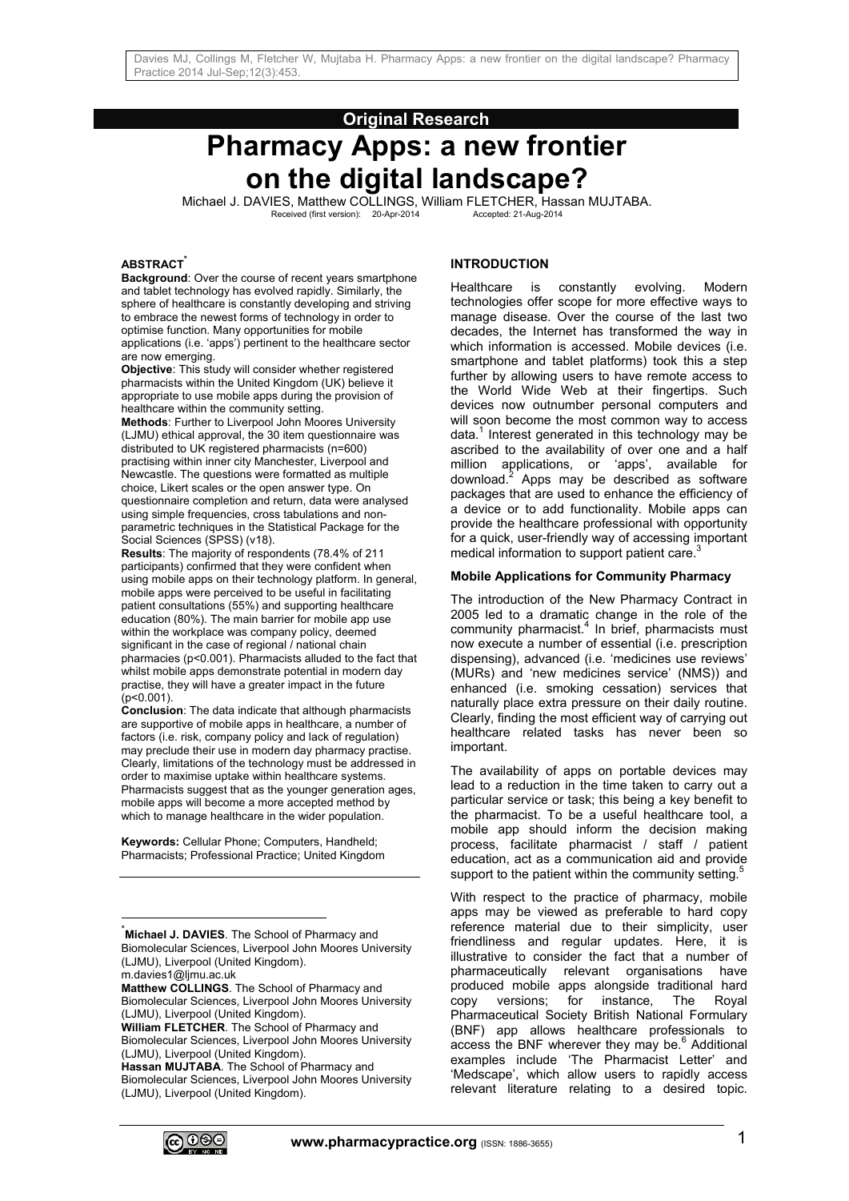**Original Research**

# Pharmacy Apps: a new frontier on the digital landscape?

Michael J. DAVIES, Matthew COLLINGS, William FLETCHER, Hassan MUJTABA.

Received (first version): 20-Apr-2014 Accepted: 21-Aug-2014

## ABSTRACT*

**Background**: Over the course of recent years smartphone and tablet technology has evolved rapidly. Similarly, the sphere of healthcare is constantly developing and striving to embrace the newest forms of technology in order to optimise function. Many opportunities for mobile applications (i.e. 'apps') pertinent to the healthcare sector are now emerging.

**Objective**: This study will consider whether registered pharmacists within the United Kingdom (UK) believe it appropriate to use mobile apps during the provision of healthcare within the community setting.

**Methods**: Further to Liverpool John Moores University (LJMU) ethical approval, the 30 item questionnaire was distributed to UK registered pharmacists (n=600) practising within inner city Manchester, Liverpool and Newcastle. The questions were formatted as multiple choice, Likert scales or the open answer type. On questionnaire completion and return, data were analysed using simple frequencies, cross tabulations and non-parametric techniques in the Statistical Package for the Social Sciences (SPSS) (v18).

**Results**: The majority of respondents (78.4% of 211 participants) confirmed that they were confident when using mobile apps on their technology platform. In general, mobile apps were perceived to be useful in facilitating patient consultations (55%) and supporting healthcare education (80%). The main barrier for mobile app use within the workplace was company policy, deemed significant in the case of regional / national chain pharmacies ($p<0.001$). Pharmacists alluded to the fact that whilst mobile apps demonstrate potential in modern day practise, they will have a greater impact in the future ($p<0.001$).

**Conclusion**: The data indicate that although pharmacists are supportive of mobile apps in healthcare, a number of factors (i.e. risk, company policy and lack of regulation) may preclude their use in modern day pharmacy practise. Clearly, limitations of the technology must be addressed in order to maximise uptake within healthcare systems. Pharmacists suggest that as the younger generation ages, mobile apps will become a more accepted method by which to manage healthcare in the wider population.

**Keywords:** Cellular Phone; Computers, Handheld; Pharmacists; Professional Practice; United Kingdom

## INTRODUCTION

Healthcare is constantly evolving. Modern technologies offer scope for more effective ways to manage disease. Over the course of the last two decades, the Internet has transformed the way in which information is accessed. Mobile devices (i.e. smartphone and tablet platforms) took this a step further by allowing users to have remote access to the World Wide Web at their fingertips. Such devices now outnumber personal computers and will soon become the most common way to access data.[1] Interest generated in this technology may be ascribed to the availability of over one and a half million applications, or 'apps', available for download.[2] Apps may be described as software packages that are used to enhance the efficiency of a device or to add functionality. Mobile apps can provide the healthcare professional with opportunity for a quick, user-friendly way of accessing important medical information to support patient care.[3]

### Mobile Applications for Community Pharmacy

The introduction of the New Pharmacy Contract in 2005 led to a dramatic change in the role of the community pharmacist.[4] In brief, pharmacists must now execute a number of essential (i.e. prescription dispensing), advanced (i.e. 'medicines use reviews' (MURs) and 'new medicines service' (NMS)) and enhanced (i.e. smoking cessation) services that naturally place extra pressure on their daily routine. Clearly, finding the most efficient way of carrying out healthcare related tasks has never been so important.

The availability of apps on portable devices may lead to a reduction in the time taken to carry out a particular service or task; this being a key benefit to the pharmacist. To be a useful healthcare tool, a mobile app should inform the decision making process, facilitate pharmacist / staff / patient education, act as a communication aid and provide support to the patient within the community setting.[5]

With respect to the practice of pharmacy, mobile apps may be viewed as preferable to hard copy reference material due to their simplicity, user friendliness and regular updates. Here, it is illustrative to consider the fact that a number of pharmaceutically relevant organisations have produced mobile apps alongside traditional hard copy versions; for instance, The Royal Pharmaceutical Society British National Formulary (BNF) app allows healthcare professionals to access the BNF wherever they may be.[6] Additional examples include 'The Pharmacist Letter' and 'Medscape', which allow users to rapidly access relevant literature relating to a desired topic.

---

*Michael J. DAVIES. The School of Pharmacy and Biomolecular Sciences, Liverpool John Moores University (LJMU), Liverpool (United Kingdom). m.davies1@ljmu.ac.uk

**Matthew COLLINGS**. The School of Pharmacy and Biomolecular Sciences, Liverpool John Moores University (LJMU), Liverpool (United Kingdom).

**William FLETCHER**. The School of Pharmacy and Biomolecular Sciences, Liverpool John Moores University (LJMU), Liverpool (United Kingdom).

**Hassan MUJTABA**. The School of Pharmacy and Biomolecular Sciences, Liverpool John Moores University (LJMU), Liverpool (United Kingdom).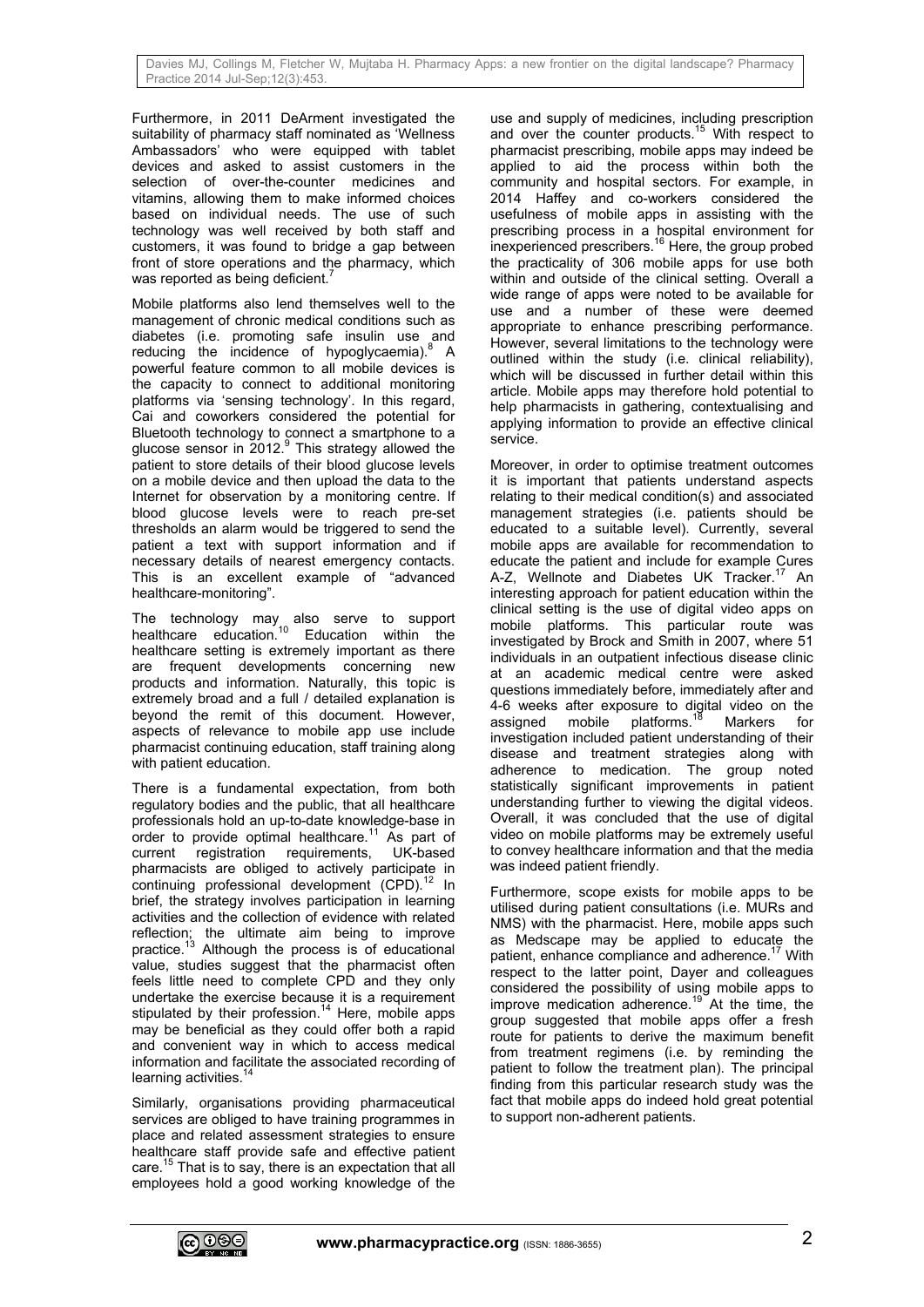Furthermore, in 2011 DeArment investigated the suitability of pharmacy staff nominated as 'Wellness Ambassadors' who were equipped with tablet devices and asked to assist customers in the selection of over-the-counter medicines and vitamins, allowing them to make informed choices based on individual needs. The use of such technology was well received by both staff and customers, it was found to bridge a gap between front of store operations and the pharmacy, which was reported as being deficient.[7]

Mobile platforms also lend themselves well to the management of chronic medical conditions such as diabetes (i.e. promoting safe insulin use and reducing the incidence of hypoglycaemia).[8] A powerful feature common to all mobile devices is the capacity to connect to additional monitoring platforms via 'sensing technology'. In this regard, Cai and coworkers considered the potential for Bluetooth technology to connect a smartphone to a glucose sensor in 2012.[9] This strategy allowed the patient to store details of their blood glucose levels on a mobile device and then upload the data to the Internet for observation by a monitoring centre. If blood glucose levels were to reach pre-set thresholds an alarm would be triggered to send the patient a text with support information and if necessary details of nearest emergency contacts. This is an excellent example of "advanced healthcare-monitoring".

The technology may also serve to support healthcare education.[10] Education within the healthcare setting is extremely important as there are frequent developments concerning new products and information. Naturally, this topic is extremely broad and a full / detailed explanation is beyond the remit of this document. However, aspects of relevance to mobile app use include pharmacist continuing education, staff training along with patient education.

There is a fundamental expectation, from both regulatory bodies and the public, that all healthcare professionals hold an up-to-date knowledge-base in order to provide optimal healthcare.[11] As part of current registration requirements, UK-based pharmacists are obliged to actively participate in continuing professional development (CPD).[12] In brief, the strategy involves participation in learning activities and the collection of evidence with related reflection; the ultimate aim being to improve practice.[13] Although the process is of educational value, studies suggest that the pharmacist often feels little need to complete CPD and they only undertake the exercise because it is a requirement stipulated by their profession.[14] Here, mobile apps may be beneficial as they could offer both a rapid and convenient way in which to access medical information and facilitate the associated recording of learning activities.[14]

Similarly, organisations providing pharmaceutical services are obliged to have training programmes in place and related assessment strategies to ensure healthcare staff provide safe and effective patient care.[15] That is to say, there is an expectation that all employees hold a good working knowledge of the use and supply of medicines, including prescription and over the counter products.[15] With respect to pharmacist prescribing, mobile apps may indeed be applied to aid the process within both the community and hospital sectors. For example, in 2014 Haffey and co-workers considered the usefulness of mobile apps in assisting with the prescribing process in a hospital environment for inexperienced prescribers.[16] Here, the group probed the practicality of 306 mobile apps for use both within and outside of the clinical setting. Overall a wide range of apps were noted to be available for use and a number of these were deemed appropriate to enhance prescribing performance. However, several limitations to the technology were outlined within the study (i.e. clinical reliability), which will be discussed in further detail within this article. Mobile apps may therefore hold potential to help pharmacists in gathering, contextualising and applying information to provide an effective clinical service.

Moreover, in order to optimise treatment outcomes it is important that patients understand aspects relating to their medical condition(s) and associated management strategies (i.e. patients should be educated to a suitable level). Currently, several mobile apps are available for recommendation to educate the patient and include for example Cures A-Z, Wellnote and Diabetes UK Tracker.[17] An interesting approach for patient education within the clinical setting is the use of digital video apps on mobile platforms. This particular route was investigated by Brock and Smith in 2007, where 51 individuals in an outpatient infectious disease clinic at an academic medical centre were asked questions immediately before, immediately after and 4-6 weeks after exposure to digital video on the assigned mobile platforms.[18] Markers for investigation included patient understanding of their disease and treatment strategies along with adherence to medication. The group noted statistically significant improvements in patient understanding further to viewing the digital videos. Overall, it was concluded that the use of digital video on mobile platforms may be extremely useful to convey healthcare information and that the media was indeed patient friendly.

Furthermore, scope exists for mobile apps to be utilised during patient consultations (i.e. MURs and NMS) with the pharmacist. Here, mobile apps such as Medscape may be applied to educate the patient, enhance compliance and adherence.[17] With respect to the latter point, Dayer and colleagues considered the possibility of using mobile apps to improve medication adherence.[19] At the time, the group suggested that mobile apps offer a fresh route for patients to derive the maximum benefit from treatment regimens (i.e. by reminding the patient to follow the treatment plan). The principal finding from this particular research study was the fact that mobile apps do indeed hold great potential to support non-adherent patients.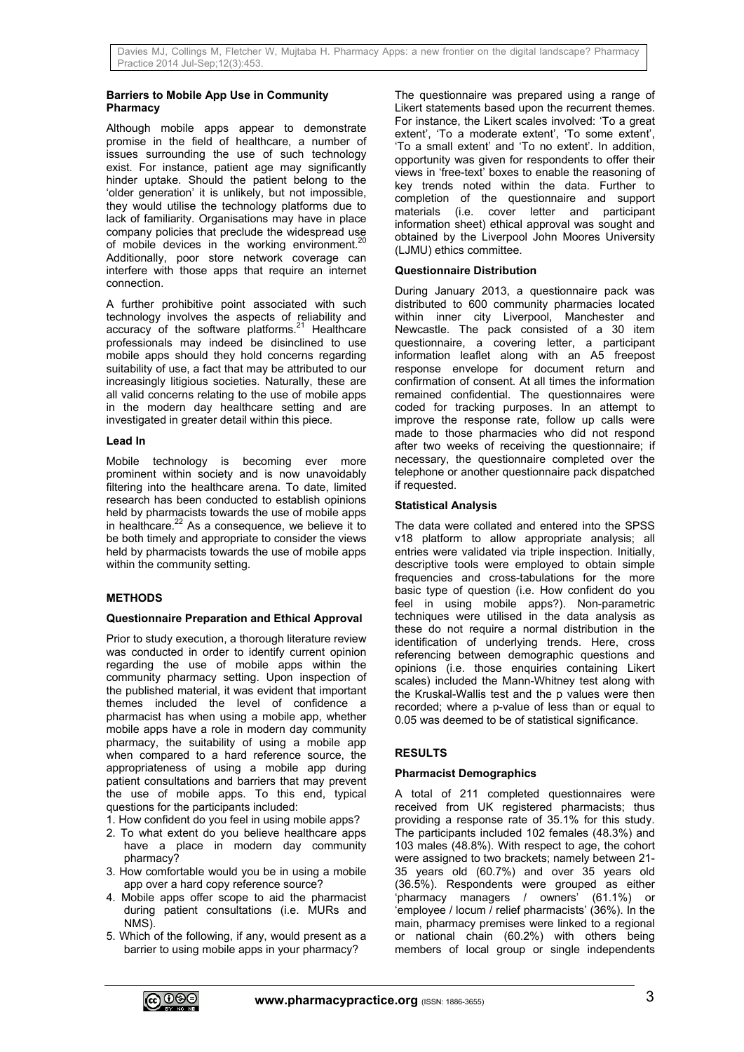### Barriers to Mobile App Use in Community Pharmacy

Although mobile apps appear to demonstrate promise in the field of healthcare, a number of issues surrounding the use of such technology exist. For instance, patient age may significantly hinder uptake. Should the patient belong to the 'older generation' it is unlikely, but not impossible, they would utilise the technology platforms due to lack of familiarity. Organisations may have in place company policies that preclude the widespread use of mobile devices in the working environment.[20] Additionally, poor store network coverage can interfere with those apps that require an internet connection.

A further prohibitive point associated with such technology involves the aspects of reliability and accuracy of the software platforms.[21] Healthcare professionals may indeed be disinclined to use mobile apps should they hold concerns regarding suitability of use, a fact that may be attributed to our increasingly litigious societies. Naturally, these are all valid concerns relating to the use of mobile apps in the modern day healthcare setting and are investigated in greater detail within this piece.

### Lead In

Mobile technology is becoming ever more prominent within society and is now unavoidably filtering into the healthcare arena. To date, limited research has been conducted to establish opinions held by pharmacists towards the use of mobile apps in healthcare.[22] As a consequence, we believe it to be both timely and appropriate to consider the views held by pharmacists towards the use of mobile apps within the community setting.

## METHODS

### Questionnaire Preparation and Ethical Approval

Prior to study execution, a thorough literature review was conducted in order to identify current opinion regarding the use of mobile apps within the community pharmacy setting. Upon inspection of the published material, it was evident that important themes included the level of confidence a pharmacist has when using a mobile app, whether mobile apps have a role in modern day community pharmacy, the suitability of using a mobile app when compared to a hard reference source, the appropriateness of using a mobile app during patient consultations and barriers that may prevent the use of mobile apps. To this end, typical questions for the participants included:

1. How confident do you feel in using mobile apps?
2. To what extent do you believe healthcare apps have a place in modern day community pharmacy?
3. How comfortable would you be in using a mobile app over a hard copy reference source?
4. Mobile apps offer scope to aid the pharmacist during patient consultations (i.e. MURs and NMS).
5. Which of the following, if any, would present as a barrier to using mobile apps in your pharmacy?

The questionnaire was prepared using a range of Likert statements based upon the recurrent themes. For instance, the Likert scales involved: 'To a great extent', 'To a moderate extent', 'To some extent', 'To a small extent' and 'To no extent'. In addition, opportunity was given for respondents to offer their views in 'free-text' boxes to enable the reasoning of key trends noted within the data. Further to completion of the questionnaire and support materials (i.e. cover letter and participant information sheet) ethical approval was sought and obtained by the Liverpool John Moores University (LJMU) ethics committee.

### Questionnaire Distribution

During January 2013, a questionnaire pack was distributed to 600 community pharmacies located within inner city Liverpool, Manchester and Newcastle. The pack consisted of a 30 item questionnaire, a covering letter, a participant information leaflet along with an A5 freepost response envelope for document return and confirmation of consent. At all times the information remained confidential. The questionnaires were coded for tracking purposes. In an attempt to improve the response rate, follow up calls were made to those pharmacies who did not respond after two weeks of receiving the questionnaire; if necessary, the questionnaire completed over the telephone or another questionnaire pack dispatched if requested.

### Statistical Analysis

The data were collated and entered into the SPSS v18 platform to allow appropriate analysis; all entries were validated via triple inspection. Initially, descriptive tools were employed to obtain simple frequencies and cross-tabulations for the more basic type of question (i.e. How confident do you feel in using mobile apps?). Non-parametric techniques were utilised in the data analysis as these do not require a normal distribution in the identification of underlying trends. Here, cross referencing between demographic questions and opinions (i.e. those enquiries containing Likert scales) included the Mann-Whitney test along with the Kruskal-Wallis test and the p values were then recorded; where a p-value of less than or equal to 0.05 was deemed to be of statistical significance.

## RESULTS

### Pharmacist Demographics

A total of 211 completed questionnaires were received from UK registered pharmacists; thus providing a response rate of 35.1% for this study. The participants included 102 females (48.3%) and 103 males (48.8%). With respect to age, the cohort were assigned to two brackets; namely between 21-35 years old (60.7%) and over 35 years old (36.5%). Respondents were grouped as either 'pharmacy managers / owners' (61.1%) or 'employee / locum / relief pharmacists' (36%). In the main, pharmacy premises were linked to a regional or national chain (60.2%) with others being members of local group or single independents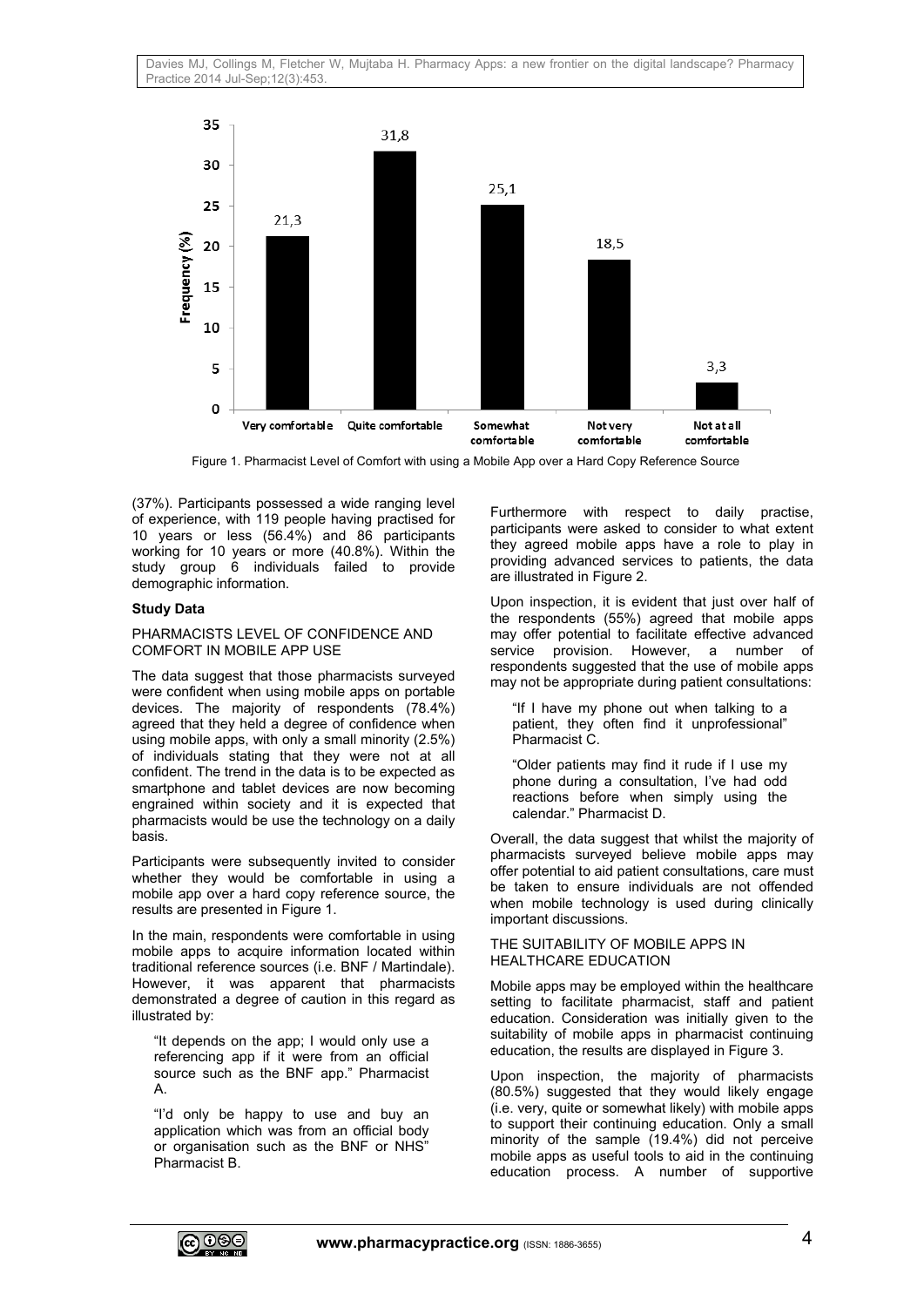Figure 1. Pharmacist Level of Comfort with using a Mobile App over a Hard Copy Reference Source

(37%). Participants possessed a wide ranging level of experience, with 119 people having practised for 10 years or less (56.4%) and 86 participants working for 10 years or more (40.8%). Within the study group 6 individuals failed to provide demographic information.

**Study Data**

PHARMACISTS LEVEL OF CONFIDENCE AND COMFORT IN MOBILE APP USE

The data suggest that those pharmacists surveyed were confident when using mobile apps on portable devices. The majority of respondents (78.4%) agreed that they held a degree of confidence when using mobile apps, with only a small minority (2.5%) of individuals stating that they were not at all confident. The trend in the data is to be expected as smartphone and tablet devices are now becoming engrained within society and it is expected that pharmacists would be use the technology on a daily basis.

Participants were subsequently invited to consider whether they would be comfortable in using a mobile app over a hard copy reference source, the results are presented in Figure 1.

In the main, respondents were comfortable in using mobile apps to acquire information located within traditional reference sources (i.e. BNF / Martindale). However, it was apparent that pharmacists demonstrated a degree of caution in this regard as illustrated by:

> "It depends on the app; I would only use a referencing app if it were from an official source such as the BNF app." Pharmacist A.

> "I'd only be happy to use and buy an application which was from an official body or organisation such as the BNF or NHS" Pharmacist B.

Furthermore with respect to daily practise, participants were asked to consider to what extent they agreed mobile apps have a role to play in providing advanced services to patients, the data are illustrated in Figure 2.

Upon inspection, it is evident that just over half of the respondents (55%) agreed that mobile apps may offer potential to facilitate effective advanced service provision. However, a number of respondents suggested that the use of mobile apps may not be appropriate during patient consultations:

> "If I have my phone out when talking to a patient, they often find it unprofessional" Pharmacist C.

> "Older patients may find it rude if I use my phone during a consultation, I've had odd reactions before when simply using the calendar." Pharmacist D.

Overall, the data suggest that whilst the majority of pharmacists surveyed believe mobile apps may offer potential to aid patient consultations, care must be taken to ensure individuals are not offended when mobile technology is used during clinically important discussions.

THE SUITABILITY OF MOBILE APPS IN HEALTHCARE EDUCATION

Mobile apps may be employed within the healthcare setting to facilitate pharmacist, staff and patient education. Consideration was initially given to the suitability of mobile apps in pharmacist continuing education, the results are displayed in Figure 3.

Upon inspection, the majority of pharmacists (80.5%) suggested that they would likely engage (i.e. very, quite or somewhat likely) with mobile apps to support their continuing education. Only a small minority of the sample (19.4%) did not perceive mobile apps as useful tools to aid in the continuing education process. A number of supportive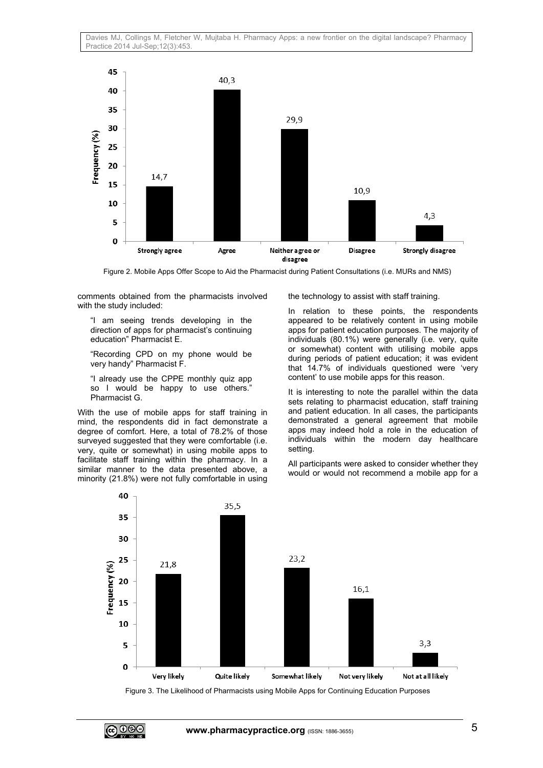Figure 2. Mobile Apps Offer Scope to Aid the Pharmacist during Patient Consultations (i.e. MURs and NMS)

comments obtained from the pharmacists involved with the study included:

> "I am seeing trends developing in the direction of apps for pharmacist's continuing education" Pharmacist E.

> "Recording CPD on my phone would be very handy" Pharmacist F.

> "I already use the CPPE monthly quiz app so I would be happy to use others." Pharmacist G.

With the use of mobile apps for staff training in mind, the respondents did in fact demonstrate a degree of comfort. Here, a total of 78.2% of those surveyed suggested that they were comfortable (i.e. very, quite or somewhat) in using mobile apps to facilitate staff training within the pharmacy. In a similar manner to the data presented above, a minority (21.8%) were not fully comfortable in using the technology to assist with staff training.

In relation to these points, the respondents appeared to be relatively content in using mobile apps for patient education purposes. The majority of individuals (80.1%) were generally (i.e. very, quite or somewhat) content with utilising mobile apps during periods of patient education; it was evident that 14.7% of individuals questioned were 'very content' to use mobile apps for this reason.

It is interesting to note the parallel within the data sets relating to pharmacist education, staff training and patient education. In all cases, the participants demonstrated a general agreement that mobile apps may indeed hold a role in the education of individuals within the modern day healthcare setting.

All participants were asked to consider whether they would or would not recommend a mobile app for a

Figure 3. The Likelihood of Pharmacists using Mobile Apps for Continuing Education Purposes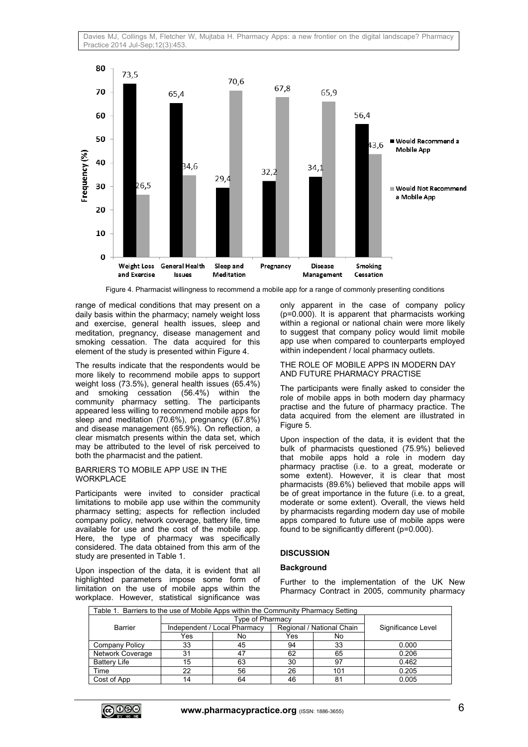Figure 4. Pharmacist willingness to recommend a mobile app for a range of commonly presenting conditions

range of medical conditions that may present on a daily basis within the pharmacy; namely weight loss and exercise, general health issues, sleep and meditation, pregnancy, disease management and smoking cessation. The data acquired for this element of the study is presented within Figure 4.

The results indicate that the respondents would be more likely to recommend mobile apps to support weight loss (73.5%), general health issues (65.4%) and smoking cessation (56.4%) within the community pharmacy setting. The participants appeared less willing to recommend mobile apps for sleep and meditation (70.6%), pregnancy (67.8%) and disease management (65.9%). On reflection, a clear mismatch presents within the data set, which may be attributed to the level of risk perceived to both the pharmacist and the patient.

### BARRIERS TO MOBILE APP USE IN THE WORKPLACE

Participants were invited to consider practical limitations to mobile app use within the community pharmacy setting; aspects for reflection included company policy, network coverage, battery life, time available for use and the cost of the mobile app. Here, the type of pharmacy was specifically considered. The data obtained from this arm of the study are presented in Table 1.

Upon inspection of the data, it is evident that all highlighted parameters impose some form of limitation on the use of mobile apps within the workplace. However, statistical significance was only apparent in the case of company policy ($p=0.000$). It is apparent that pharmacists working within a regional or national chain were more likely to suggest that company policy would limit mobile app use when compared to counterparts employed within independent / local pharmacy outlets.

### THE ROLE OF MOBILE APPS IN MODERN DAY AND FUTURE PHARMACY PRACTISE

The participants were finally asked to consider the role of mobile apps in both modern day pharmacy practise and the future of pharmacy practice. The data acquired from the element are illustrated in Figure 5.

Upon inspection of the data, it is evident that the bulk of pharmacists questioned (75.9%) believed that mobile apps hold a role in modern day pharmacy practise (i.e. to a great, moderate or some extent). However, it is clear that most pharmacists (89.6%) believed that mobile apps will be of great importance in the future (i.e. to a great, moderate or some extent). Overall, the views held by pharmacists regarding modern day use of mobile apps compared to future use of mobile apps were found to be significantly different ($p=0.000$).

## DISCUSSION

### Background

Further to the implementation of the UK New Pharmacy Contract in 2005, community pharmacy

Table 1. Barriers to the use of Mobile Apps within the Community Pharmacy Setting

| Barrier | Type of Pharmacy | | | | Significance Level |
|---|---|---|---|---|---|
| | Independent / Local Pharmacy | | Regional / National Chain | | |
| | Yes | No | Yes | No | |
| Company Policy | 33 | 45 | 94 | 33 | 0.000 |
| Network Coverage | 31 | 47 | 62 | 65 | 0.206 |
| Battery Life | 15 | 63 | 30 | 97 | 0.462 |
| Time | 22 | 56 | 26 | 101 | 0.205 |
| Cost of App | 14 | 64 | 46 | 81 | 0.005 |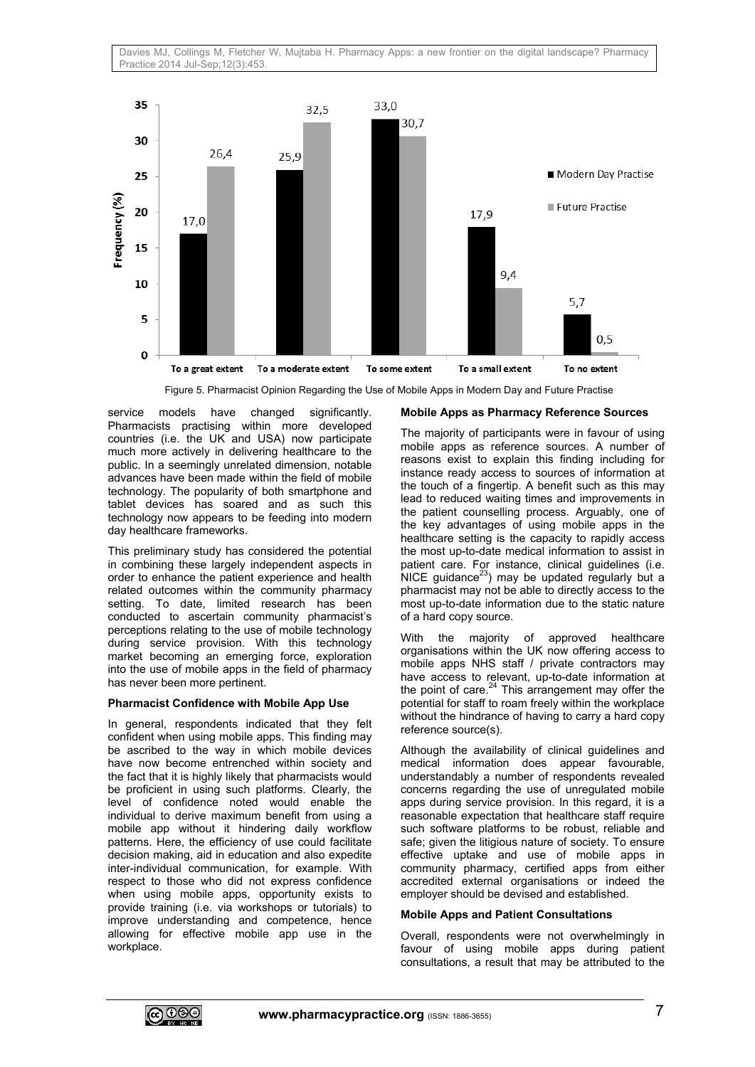Figure 5. Pharmacist Opinion Regarding the Use of Mobile Apps in Modern Day and Future Practise

service models have changed significantly. Pharmacists practising within more developed countries (i.e. the UK and USA) now participate much more actively in delivering healthcare to the public. In a seemingly unrelated dimension, notable advances have been made within the field of mobile technology. The popularity of both smartphone and tablet devices has soared and as such this technology now appears to be feeding into modern day healthcare frameworks.

This preliminary study has considered the potential in combining these largely independent aspects in order to enhance the patient experience and health related outcomes within the community pharmacy setting. To date, limited research has been conducted to ascertain community pharmacist's perceptions relating to the use of mobile technology during service provision. With this technology market becoming an emerging force, exploration into the use of mobile apps in the field of pharmacy has never been more pertinent.

**Pharmacist Confidence with Mobile App Use**

In general, respondents indicated that they felt confident when using mobile apps. This finding may be ascribed to the way in which mobile devices have now become entrenched within society and the fact that it is highly likely that pharmacists would be proficient in using such platforms. Clearly, the level of confidence noted would enable the individual to derive maximum benefit from using a mobile app without it hindering daily workflow patterns. Here, the efficiency of use could facilitate decision making, aid in education and also expedite inter-individual communication, for example. With respect to those who did not express confidence when using mobile apps, opportunity exists to provide training (i.e. via workshops or tutorials) to improve understanding and competence, hence allowing for effective mobile app use in the workplace.

**Mobile Apps as Pharmacy Reference Sources**

The majority of participants were in favour of using mobile apps as reference sources. A number of reasons exist to explain this finding including for instance ready access to sources of information at the touch of a fingertip. A benefit such as this may lead to reduced waiting times and improvements in the patient counselling process. Arguably, one of the key advantages of using mobile apps in the healthcare setting is the capacity to rapidly access the most up-to-date medical information to assist in patient care. For instance, clinical guidelines (i.e. NICE guidance[23]) may be updated regularly but a pharmacist may not be able to directly access to the most up-to-date information due to the static nature of a hard copy source.

With the majority of approved healthcare organisations within the UK now offering access to mobile apps NHS staff / private contractors may have access to relevant, up-to-date information at the point of care.[24] This arrangement may offer the potential for staff to roam freely within the workplace without the hindrance of having to carry a hard copy reference source(s).

Although the availability of clinical guidelines and medical information does appear favourable, understandably a number of respondents revealed concerns regarding the use of unregulated mobile apps during service provision. In this regard, it is a reasonable expectation that healthcare staff require such software platforms to be robust, reliable and safe; given the litigious nature of society. To ensure effective uptake and use of mobile apps in community pharmacy, certified apps from either accredited external organisations or indeed the employer should be devised and established.

**Mobile Apps and Patient Consultations**

Overall, respondents were not overwhelmingly in favour of using mobile apps during patient consultations, a result that may be attributed to the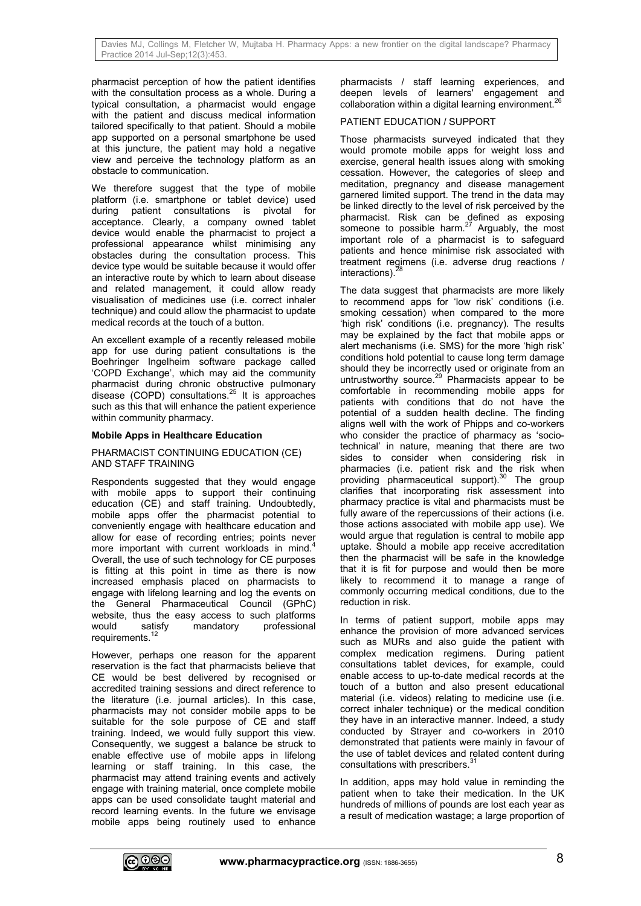pharmacist perception of how the patient identifies with the consultation process as a whole. During a typical consultation, a pharmacist would engage with the patient and discuss medical information tailored specifically to that patient. Should a mobile app supported on a personal smartphone be used at this juncture, the patient may hold a negative view and perceive the technology platform as an obstacle to communication.

We therefore suggest that the type of mobile platform (i.e. smartphone or tablet device) used during patient consultations is pivotal for acceptance. Clearly, a company owned tablet device would enable the pharmacist to project a professional appearance whilst minimising any obstacles during the consultation process. This device type would be suitable because it would offer an interactive route by which to learn about disease and related management, it could allow ready visualisation of medicines use (i.e. correct inhaler technique) and could allow the pharmacist to update medical records at the touch of a button.

An excellent example of a recently released mobile app for use during patient consultations is the Boehringer Ingelheim software package called 'COPD Exchange', which may aid the community pharmacist during chronic obstructive pulmonary disease (COPD) consultations.[25] It is approaches such as this that will enhance the patient experience within community pharmacy.

### Mobile Apps in Healthcare Education

#### PHARMACIST CONTINUING EDUCATION (CE) AND STAFF TRAINING

Respondents suggested that they would engage with mobile apps to support their continuing education (CE) and staff training. Undoubtedly, mobile apps offer the pharmacist potential to conveniently engage with healthcare education and allow for ease of recording entries; points never more important with current workloads in mind.[4] Overall, the use of such technology for CE purposes is fitting at this point in time as there is now increased emphasis placed on pharmacists to engage with lifelong learning and log the events on the General Pharmaceutical Council (GPhC) website, thus the easy access to such platforms would satisfy mandatory professional requirements.[12]

However, perhaps one reason for the apparent reservation is the fact that pharmacists believe that CE would be best delivered by recognised or accredited training sessions and direct reference to the literature (i.e. journal articles). In this case, pharmacists may not consider mobile apps to be suitable for the sole purpose of CE and staff training. Indeed, we would fully support this view. Consequently, we suggest a balance be struck to enable effective use of mobile apps in lifelong learning or staff training. In this case, the pharmacist may attend training events and actively engage with training material, once complete mobile apps can be used consolidate taught material and record learning events. In the future we envisage mobile apps being routinely used to enhance pharmacists / staff learning experiences, and deepen levels of learners' engagement and collaboration within a digital learning environment.[26]

#### PATIENT EDUCATION / SUPPORT

Those pharmacists surveyed indicated that they would promote mobile apps for weight loss and exercise, general health issues along with smoking cessation. However, the categories of sleep and meditation, pregnancy and disease management garnered limited support. The trend in the data may be linked directly to the level of risk perceived by the pharmacist. Risk can be defined as exposing someone to possible harm.[27] Arguably, the most important role of a pharmacist is to safeguard patients and hence minimise risk associated with treatment regimens (i.e. adverse drug reactions / interactions).[28]

The data suggest that pharmacists are more likely to recommend apps for 'low risk' conditions (i.e. smoking cessation) when compared to the more 'high risk' conditions (i.e. pregnancy). The results may be explained by the fact that mobile apps or alert mechanisms (i.e. SMS) for the more 'high risk' conditions hold potential to cause long term damage should they be incorrectly used or originate from an untrustworthy source.[29] Pharmacists appear to be comfortable in recommending mobile apps for patients with conditions that do not have the potential of a sudden health decline. The finding aligns well with the work of Phipps and co-workers who consider the practice of pharmacy as 'socio-technical' in nature, meaning that there are two sides to consider when considering risk in pharmacies (i.e. patient risk and the risk when providing pharmaceutical support).[30] The group clarifies that incorporating risk assessment into pharmacy practice is vital and pharmacists must be fully aware of the repercussions of their actions (i.e. those actions associated with mobile app use). We would argue that regulation is central to mobile app uptake. Should a mobile app receive accreditation then the pharmacist will be safe in the knowledge that it is fit for purpose and would then be more likely to recommend it to manage a range of commonly occurring medical conditions, due to the reduction in risk.

In terms of patient support, mobile apps may enhance the provision of more advanced services such as MURs and also guide the patient with complex medication regimens. During patient consultations tablet devices, for example, could enable access to up-to-date medical records at the touch of a button and also present educational material (i.e. videos) relating to medicine use (i.e. correct inhaler technique) or the medical condition they have in an interactive manner. Indeed, a study conducted by Strayer and co-workers in 2010 demonstrated that patients were mainly in favour of the use of tablet devices and related content during consultations with prescribers.[31]

In addition, apps may hold value in reminding the patient when to take their medication. In the UK hundreds of millions of pounds are lost each year as a result of medication wastage; a large proportion of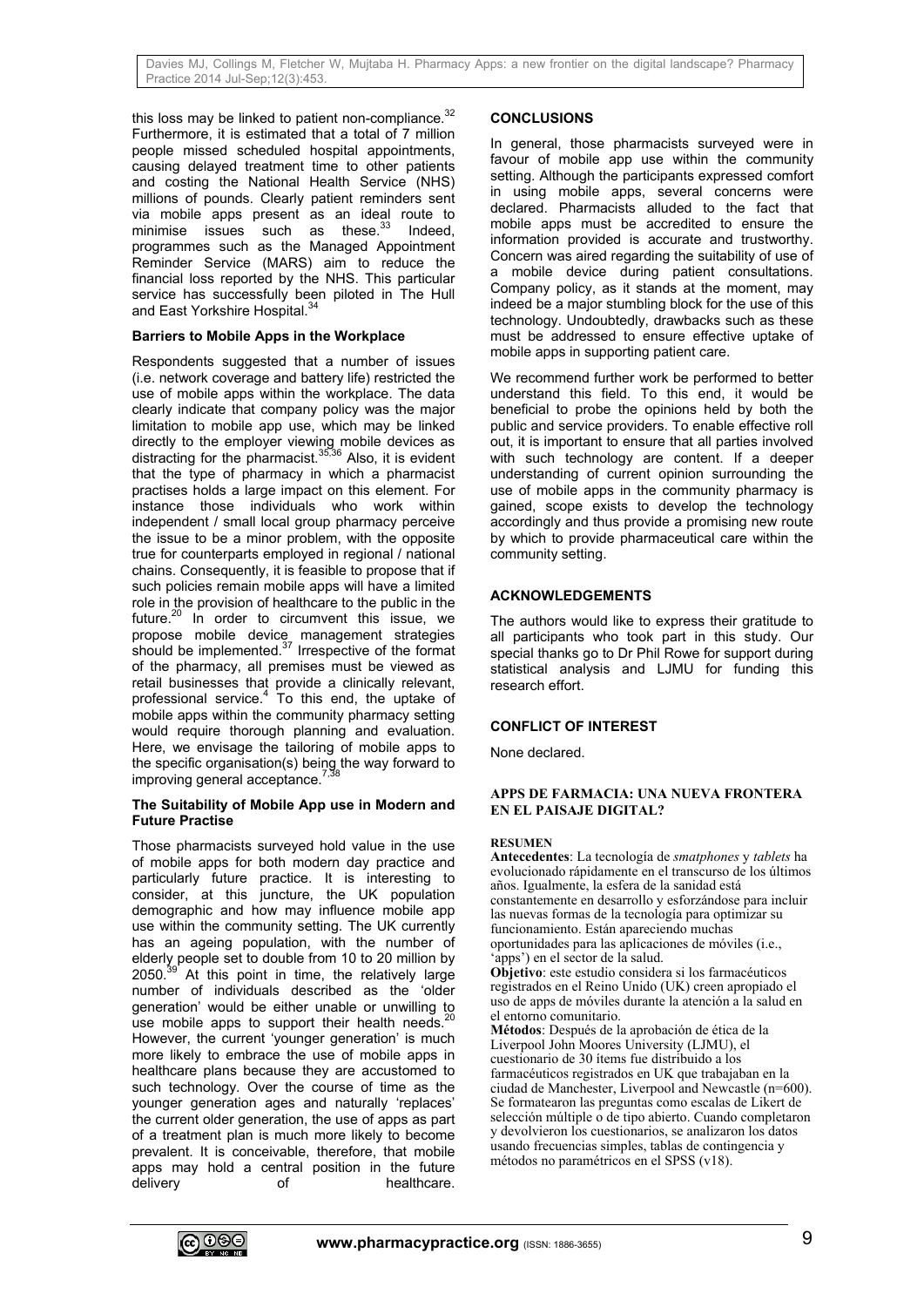this loss may be linked to patient non-compliance.[32] Furthermore, it is estimated that a total of 7 million people missed scheduled hospital appointments, causing delayed treatment time to other patients and costing the National Health Service (NHS) millions of pounds. Clearly patient reminders sent via mobile apps present as an ideal route to minimise issues such as these.[33] Indeed, programmes such as the Managed Appointment Reminder Service (MARS) aim to reduce the financial loss reported by the NHS. This particular service has successfully been piloted in The Hull and East Yorkshire Hospital.[34]

### Barriers to Mobile Apps in the Workplace

Respondents suggested that a number of issues (i.e. network coverage and battery life) restricted the use of mobile apps within the workplace. The data clearly indicate that company policy was the major limitation to mobile app use, which may be linked directly to the employer viewing mobile devices as distracting for the pharmacist.[35,36] Also, it is evident that the type of pharmacy in which a pharmacist practises holds a large impact on this element. For instance those individuals who work within independent / small local group pharmacy perceive the issue to be a minor problem, with the opposite true for counterparts employed in regional / national chains. Consequently, it is feasible to propose that if such policies remain mobile apps will have a limited role in the provision of healthcare to the public in the future.[20] In order to circumvent this issue, we propose mobile device management strategies should be implemented.[37] Irrespective of the format of the pharmacy, all premises must be viewed as retail businesses that provide a clinically relevant, professional service.[4] To this end, the uptake of mobile apps within the community pharmacy setting would require thorough planning and evaluation. Here, we envisage the tailoring of mobile apps to the specific organisation(s) being the way forward to improving general acceptance.[7,38]

### The Suitability of Mobile App use in Modern and Future Practise

Those pharmacists surveyed hold value in the use of mobile apps for both modern day practice and particularly future practice. It is interesting to consider, at this juncture, the UK population demographic and how may influence mobile app use within the community setting. The UK currently has an ageing population, with the number of elderly people set to double from 10 to 20 million by 2050.[39] At this point in time, the relatively large number of individuals described as the 'older generation' would be either unable or unwilling to use mobile apps to support their health needs.[20] However, the current 'younger generation' is much more likely to embrace the use of mobile apps in healthcare plans because they are accustomed to such technology. Over the course of time as the younger generation ages and naturally 'replaces' the current older generation, the use of apps as part of a treatment plan is much more likely to become prevalent. It is conceivable, therefore, that mobile apps may hold a central position in the future delivery of healthcare.

## CONCLUSIONS

In general, those pharmacists surveyed were in favour of mobile app use within the community setting. Although the participants expressed comfort in using mobile apps, several concerns were declared. Pharmacists alluded to the fact that mobile apps must be accredited to ensure the information provided is accurate and trustworthy. Concern was aired regarding the suitability of use of a mobile device during patient consultations. Company policy, as it stands at the moment, may indeed be a major stumbling block for the use of this technology. Undoubtedly, drawbacks such as these must be addressed to ensure effective uptake of mobile apps in supporting patient care.

We recommend further work be performed to better understand this field. To this end, it would be beneficial to probe the opinions held by both the public and service providers. To enable effective roll out, it is important to ensure that all parties involved with such technology are content. If a deeper understanding of current opinion surrounding the use of mobile apps in the community pharmacy is gained, scope exists to develop the technology accordingly and thus provide a promising new route by which to provide pharmaceutical care within the community setting.

## ACKNOWLEDGEMENTS

The authors would like to express their gratitude to all participants who took part in this study. Our special thanks go to Dr Phil Rowe for support during statistical analysis and LJMU for funding this research effort.

## CONFLICT OF INTEREST

None declared.

## APPS DE FARMACIA: UNA NUEVA FRONTERA EN EL PAISAJE DIGITAL?

### RESUMEN

**Antecedentes**: La tecnología de *smatphones* y *tablets* ha evolucionado rápidamente en el transcurso de los últimos años. Igualmente, la esfera de la sanidad está constantemente en desarrollo y esforzándose para incluir las nuevas formas de la tecnología para optimizar su funcionamiento. Están apareciendo muchas oportunidades para las aplicaciones de móviles (i.e., 'apps') en el sector de la salud.

**Objetivo**: este estudio considera si los farmacéuticos registrados en el Reino Unido (UK) creen apropiado el uso de apps de móviles durante la atención a la salud en el entorno comunitario.

**Métodos**: Después de la aprobación de ética de la Liverpool John Moores University (LJMU), el cuestionario de 30 ítems fue distribuido a los farmacéuticos registrados en UK que trabajaban en la ciudad de Manchester, Liverpool and Newcastle (n=600). Se formatearon las preguntas como escalas de Likert de selección múltiple o de tipo abierto. Cuando completaron y devolvieron los cuestionarios, se analizaron los datos usando frecuencias simples, tablas de contingencia y métodos no paramétricos en el SPSS (v18).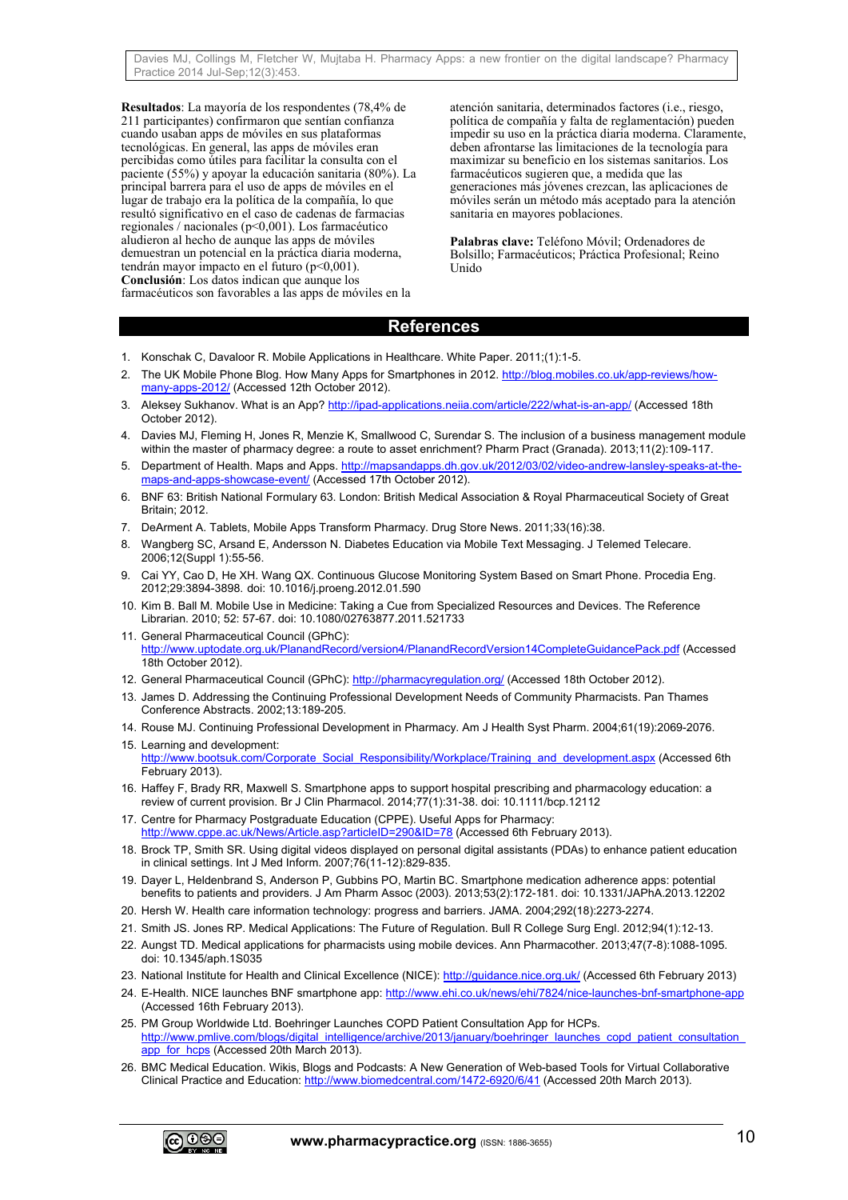**Resultados**: La mayoría de los respondentes (78,4% de 211 participantes) confirmaron que sentían confianza cuando usaban apps de móviles en sus plataformas tecnológicas. En general, las apps de móviles eran percibidas como útiles para facilitar la consulta con el paciente (55%) y apoyar la educación sanitaria (80%). La principal barrera para el uso de apps de móviles en el lugar de trabajo era la política de la compañía, lo que resultó significativo en el caso de cadenas de farmacias regionales / nacionales (p<0,001). Los farmacéutico aludieron al hecho de aunque las apps de móviles demuestran un potencial en la práctica diaria moderna, tendrán mayor impacto en el futuro (p<0,001).
**Conclusión**: Los datos indican que aunque los farmacéuticos son favorables a las apps de móviles en la atención sanitaria, determinados factores (i.e., riesgo, política de compañía y falta de reglamentación) pueden impedir su uso en la práctica diaria moderna. Claramente, deben afrontarse las limitaciones de la tecnología para maximizar su beneficio en los sistemas sanitarios. Los farmacéuticos sugieren que, a medida que las generaciones más jóvenes crezcan, las aplicaciones de móviles serán un método más aceptado para la atención sanitaria en mayores poblaciones.

**Palabras clave:** Teléfono Móvil; Ordenadores de Bolsillo; Farmacéuticos; Práctica Profesional; Reino Unido

## References

1. Konschak C, Davaloor R. Mobile Applications in Healthcare. White Paper. 2011;(1):1-5.
2. The UK Mobile Phone Blog. How Many Apps for Smartphones in 2012. http://blog.mobiles.co.uk/app-reviews/how-many-apps-2012/ (Accessed 12th October 2012).
3. Aleksey Sukhanov. What is an App? http://ipad-applications.neiia.com/article/222/what-is-an-app/ (Accessed 18th October 2012).
4. Davies MJ, Fleming H, Jones R, Menzie K, Smallwood C, Surendar S. The inclusion of a business management module within the master of pharmacy degree: a route to asset enrichment? Pharm Pract (Granada). 2013;11(2):109-117.
5. Department of Health. Maps and Apps. http://mapsandapps.dh.gov.uk/2012/03/02/video-andrew-lansley-speaks-at-the-maps-and-apps-showcase-event/ (Accessed 17th October 2012).
6. BNF 63: British National Formulary 63. London: British Medical Association & Royal Pharmaceutical Society of Great Britain; 2012.
7. DeArment A. Tablets, Mobile Apps Transform Pharmacy. Drug Store News. 2011;33(16):38.
8. Wangberg SC, Arsand E, Andersson N. Diabetes Education via Mobile Text Messaging. J Telemed Telecare. 2006;12(Suppl 1):55-56.
9. Cai YY, Cao D, He XH. Wang QX. Continuous Glucose Monitoring System Based on Smart Phone. Procedia Eng. 2012;29:3894-3898. doi: 10.1016/j.proeng.2012.01.590
10. Kim B. Ball M. Mobile Use in Medicine: Taking a Cue from Specialized Resources and Devices. The Reference Librarian. 2010; 52: 57-67. doi: 10.1080/02763877.2011.521733
11. General Pharmaceutical Council (GPhC): http://www.uptodate.org.uk/PlanandRecord/version4/PlanandRecordVersion14CompleteGuidancePack.pdf (Accessed 18th October 2012).
12. General Pharmaceutical Council (GPhC): http://pharmacyregulation.org/ (Accessed 18th October 2012).
13. James D. Addressing the Continuing Professional Development Needs of Community Pharmacists. Pan Thames Conference Abstracts. 2002;13:189-205.
14. Rouse MJ. Continuing Professional Development in Pharmacy. Am J Health Syst Pharm. 2004;61(19):2069-2076.
15. Learning and development: http://www.bootsuk.com/Corporate_Social_Responsibility/Workplace/Training_and_development.aspx (Accessed 6th February 2013).
16. Haffey F, Brady RR, Maxwell S. Smartphone apps to support hospital prescribing and pharmacology education: a review of current provision. Br J Clin Pharmacol. 2014;77(1):31-38. doi: 10.1111/bcp.12112
17. Centre for Pharmacy Postgraduate Education (CPPE). Useful Apps for Pharmacy: http://www.cppe.ac.uk/News/Article.asp?articleID=290&ID=78 (Accessed 6th February 2013).
18. Brock TP, Smith SR. Using digital videos displayed on personal digital assistants (PDAs) to enhance patient education in clinical settings. Int J Med Inform. 2007;76(11-12):829-835.
19. Dayer L, Heldenbrand S, Anderson P, Gubbins PO, Martin BC. Smartphone medication adherence apps: potential benefits to patients and providers. J Am Pharm Assoc (2003). 2013;53(2):172-181. doi: 10.1331/JAPhA.2013.12202
20. Hersh W. Health care information technology: progress and barriers. JAMA. 2004;292(18):2273-2274.
21. Smith JS. Jones RP. Medical Applications: The Future of Regulation. Bull R College Surg Engl. 2012;94(1):12-13.
22. Aungst TD. Medical applications for pharmacists using mobile devices. Ann Pharmacother. 2013;47(7-8):1088-1095. doi: 10.1345/aph.1S035
23. National Institute for Health and Clinical Excellence (NICE): http://guidance.nice.org.uk/ (Accessed 6th February 2013)
24. E-Health. NICE launches BNF smartphone app: http://www.ehi.co.uk/news/ehi/7824/nice-launches-bnf-smartphone-app (Accessed 16th February 2013).
25. PM Group Worldwide Ltd. Boehringer Launches COPD Patient Consultation App for HCPs. http://www.pmlive.com/blogs/digital_intelligence/archive/2013/january/boehringer_launches_copd_patient_consultation_app_for_hcps (Accessed 20th March 2013).
26. BMC Medical Education. Wikis, Blogs and Podcasts: A New Generation of Web-based Tools for Virtual Collaborative Clinical Practice and Education: http://www.biomedcentral.com/1472-6920/6/41 (Accessed 20th March 2013).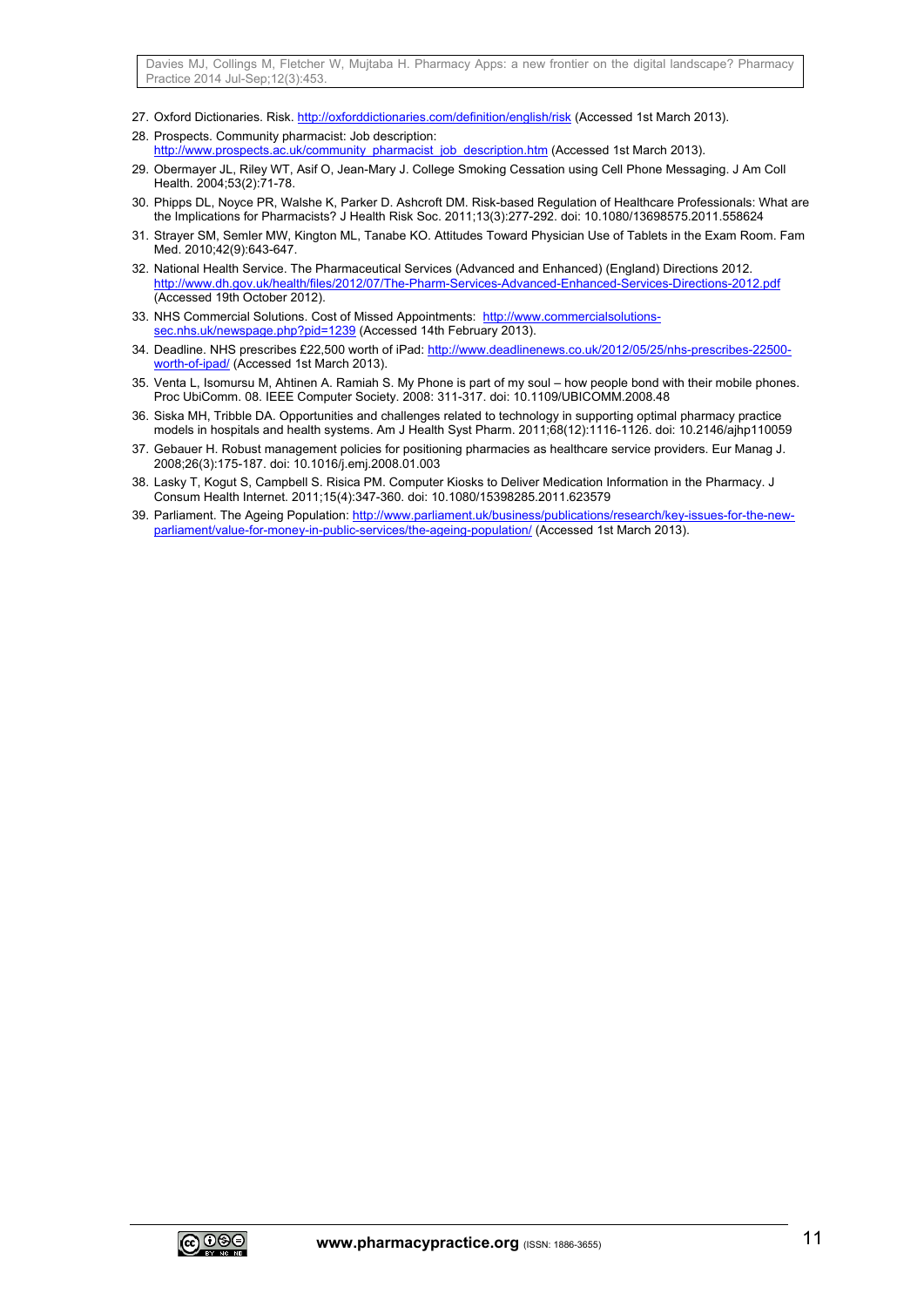27. Oxford Dictionaries. Risk. http://oxforddictionaries.com/definition/english/risk (Accessed 1st March 2013).
28. Prospects. Community pharmacist: Job description: http://www.prospects.ac.uk/community_pharmacist_job_description.htm (Accessed 1st March 2013).
29. Obermayer JL, Riley WT, Asif O, Jean-Mary J. College Smoking Cessation using Cell Phone Messaging. J Am Coll Health. 2004;53(2):71-78.
30. Phipps DL, Noyce PR, Walshe K, Parker D. Ashcroft DM. Risk-based Regulation of Healthcare Professionals: What are the Implications for Pharmacists? J Health Risk Soc. 2011;13(3):277-292. doi: 10.1080/13698575.2011.558624
31. Strayer SM, Semler MW, Kington ML, Tanabe KO. Attitudes Toward Physician Use of Tablets in the Exam Room. Fam Med. 2010;42(9):643-647.
32. National Health Service. The Pharmaceutical Services (Advanced and Enhanced) (England) Directions 2012. http://www.dh.gov.uk/health/files/2012/07/The-Pharm-Services-Advanced-Enhanced-Services-Directions-2012.pdf (Accessed 19th October 2012).
33. NHS Commercial Solutions. Cost of Missed Appointments: http://www.commercialsolutions-sec.nhs.uk/newspage.php?pid=1239 (Accessed 14th February 2013).
34. Deadline. NHS prescribes £22,500 worth of iPad: http://www.deadlinenews.co.uk/2012/05/25/nhs-prescribes-22500-worth-of-ipad/ (Accessed 1st March 2013).
35. Venta L, Isomursu M, Ahtinen A. Ramiah S. My Phone is part of my soul – how people bond with their mobile phones. Proc UbiComm. 08. IEEE Computer Society. 2008: 311-317. doi: 10.1109/UBICOMM.2008.48
36. Siska MH, Tribble DA. Opportunities and challenges related to technology in supporting optimal pharmacy practice models in hospitals and health systems. Am J Health Syst Pharm. 2011;68(12):1116-1126. doi: 10.2146/ajhp110059
37. Gebauer H. Robust management policies for positioning pharmacies as healthcare service providers. Eur Manag J. 2008;26(3):175-187. doi: 10.1016/j.emj.2008.01.003
38. Lasky T, Kogut S, Campbell S. Risica PM. Computer Kiosks to Deliver Medication Information in the Pharmacy. J Consum Health Internet. 2011;15(4):347-360. doi: 10.1080/15398285.2011.623579
39. Parliament. The Ageing Population: http://www.parliament.uk/business/publications/research/key-issues-for-the-new-parliament/value-for-money-in-public-services/the-ageing-population/ (Accessed 1st March 2013).